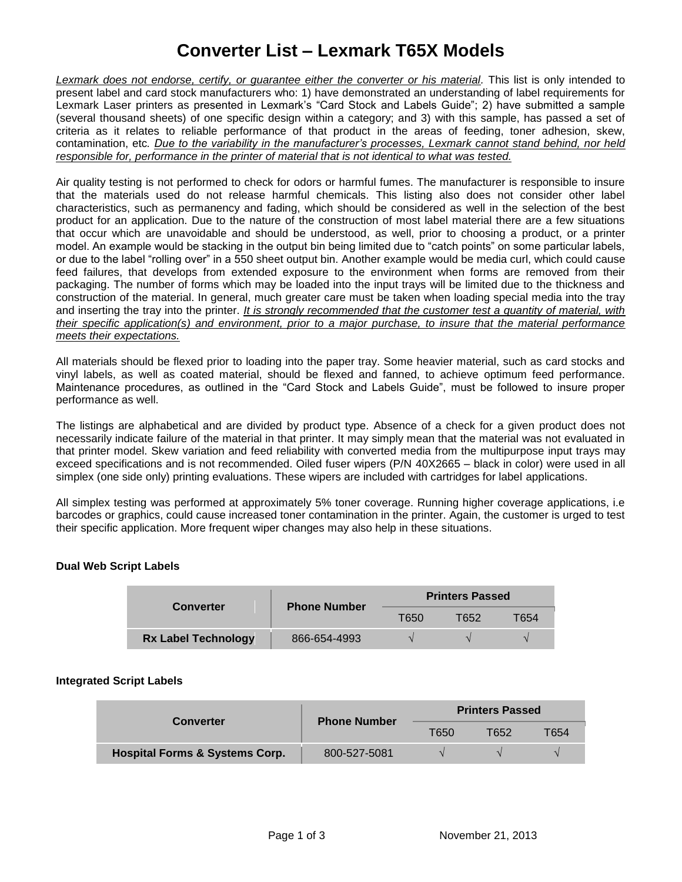# Converter List – Lexmark T65X Models

*<u>Lexmark does not endorse, certify, or guarantee either the converter or his material</u>.* This list is only intended to present label and card stock manufacturers who: 1) have demonstrated an understanding of label requirements for Lexmark Laser printers as presented in Lexmark's "Card Stock and Labels Guide"; 2) have submitted a sample (several thousand sheets) of one specific design within a category; and 3) with this sample, has passed a set of criteria as it relates to reliable performance of that product in the areas of feeding, toner adhesion, skew, contamination, etc. *<u>Due to the variability in the manufacturer's processes, Lexmark cannot stand behind, nor held responsible for, performance in the printer of material that is not identical to what was tested.</u>*

Air quality testing is not performed to check for odors or harmful fumes. The manufacturer is responsible to insure that the materials used do not release harmful chemicals. This listing also does not consider other label characteristics, such as permanency and fading, which should be considered as well in the selection of the best product for an application. Due to the nature of the construction of most label material there are a few situations that occur which are unavoidable and should be understood, as well, prior to choosing a product, or a printer model. An example would be stacking in the output bin being limited due to "catch points" on some particular labels, or due to the label "rolling over" in a 550 sheet output bin. Another example would be media curl, which could cause feed failures, that develops from extended exposure to the environment when forms are removed from their packaging. The number of forms which may be loaded into the input trays will be limited due to the thickness and construction of the material. In general, much greater care must be taken when loading special media into the tray and inserting the tray into the printer. *<u>It is strongly recommended that the customer test a quantity of material, with their specific application(s) and environment, prior to a major purchase, to insure that the material performance meets their expectations.</u>*

All materials should be flexed prior to loading into the paper tray. Some heavier material, such as card stocks and vinyl labels, as well as coated material, should be flexed and fanned, to achieve optimum feed performance. Maintenance procedures, as outlined in the "Card Stock and Labels Guide", must be followed to insure proper performance as well.

The listings are alphabetical and are divided by product type. Absence of a check for a given product does not necessarily indicate failure of the material in that printer. It may simply mean that the material was not evaluated in that printer model. Skew variation and feed reliability with converted media from the multipurpose input trays may exceed specifications and is not recommended. Oiled fuser wipers (P/N 40X2665 – black in color) were used in all simplex (one side only) printing evaluations. These wipers are included with cartridges for label applications.

All simplex testing was performed at approximately 5% toner coverage. Running higher coverage applications, i.e barcodes or graphics, could cause increased toner contamination in the printer. Again, the customer is urged to test their specific application. More frequent wiper changes may also help in these situations.

**Dual Web Script Labels**

| Converter | Phone Number | Printers Passed | | |
|---|---|---|---|---|
| | | T650 | T652 | T654 |
| **Rx Label Technology** | 866-654-4993 | √ | √ | √ |

**Integrated Script Labels**

| Converter | Phone Number | Printers Passed | | |
|---|---|---|---|---|
| | | T650 | T652 | T654 |
| **Hospital Forms & Systems Corp.** | 800-527-5081 | √ | √ | √ |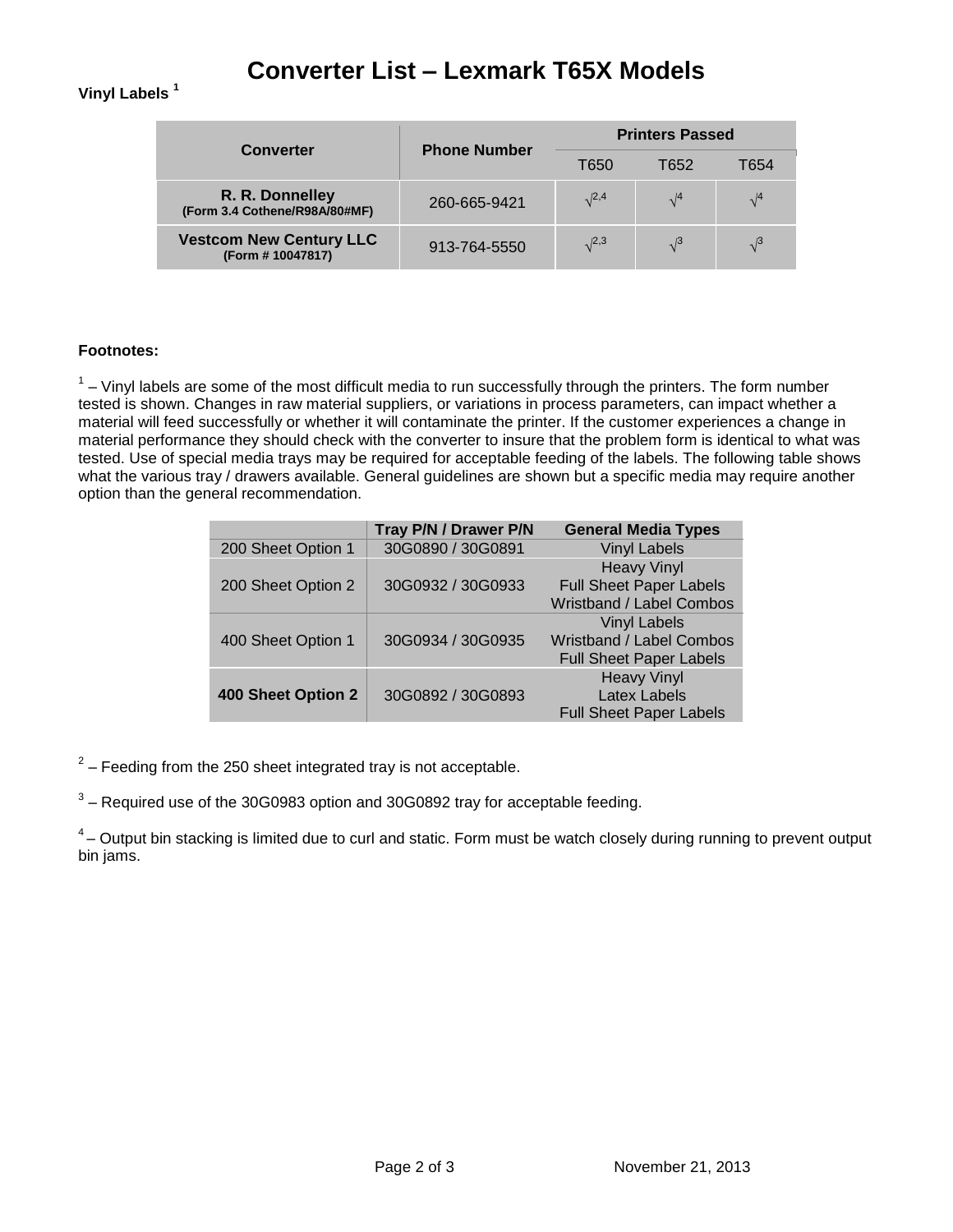# Converter List – Lexmark T65X Models

**Vinyl Labels [1]**

| Converter | Phone Number | Printers Passed | | |
|---|---|---|---|---|
| | | T650 | T652 | T654 |
| **R. R. Donnelley** **(Form 3.4 Cothene/R98A/80#MF)** | 260-665-9421 | √[2,4] | √[4] | √[4] |
| **Vestcom New Century LLC** **(Form # 10047817)** | 913-764-5550 | √[2,3] | √[3] | √[3] |

**Footnotes:**

[1] – Vinyl labels are some of the most difficult media to run successfully through the printers. The form number tested is shown. Changes in raw material suppliers, or variations in process parameters, can impact whether a material will feed successfully or whether it will contaminate the printer. If the customer experiences a change in material performance they should check with the converter to insure that the problem form is identical to what was tested. Use of special media trays may be required for acceptable feeding of the labels. The following table shows what the various tray / drawers available. General guidelines are shown but a specific media may require another option than the general recommendation.

| | Tray P/N / Drawer P/N | General Media Types |
|---|---|---|
| 200 Sheet Option 1 | 30G0890 / 30G0891 | Vinyl Labels |
| 200 Sheet Option 2 | 30G0932 / 30G0933 | Heavy Vinyl<br>Full Sheet Paper Labels<br>Wristband / Label Combos |
| 400 Sheet Option 1 | 30G0934 / 30G0935 | Vinyl Labels<br>Wristband / Label Combos<br>Full Sheet Paper Labels |
| **400 Sheet Option 2** | 30G0892 / 30G0893 | Heavy Vinyl<br>Latex Labels<br>Full Sheet Paper Labels |

[2] – Feeding from the 250 sheet integrated tray is not acceptable.

[3] – Required use of the 30G0983 option and 30G0892 tray for acceptable feeding.

[4] – Output bin stacking is limited due to curl and static. Form must be watch closely during running to prevent output bin jams.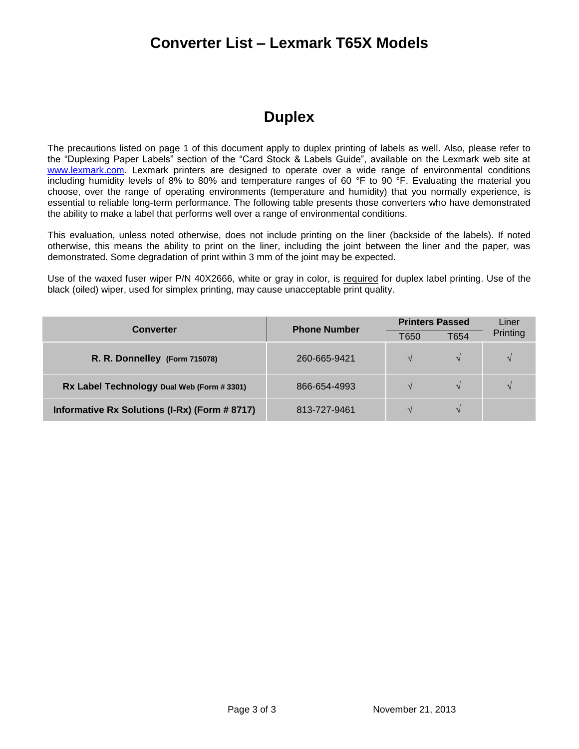# Converter List – Lexmark T65X Models

## Duplex

The precautions listed on page 1 of this document apply to duplex printing of labels as well. Also, please refer to the "Duplexing Paper Labels" section of the "Card Stock & Labels Guide", available on the Lexmark web site at [www.lexmark.com](http://www.lexmark.com). Lexmark printers are designed to operate over a wide range of environmental conditions including humidity levels of 8% to 80% and temperature ranges of 60 °F to 90 °F. Evaluating the material you choose, over the range of operating environments (temperature and humidity) that you normally experience, is essential to reliable long-term performance. The following table presents those converters who have demonstrated the ability to make a label that performs well over a range of environmental conditions.

This evaluation, unless noted otherwise, does not include printing on the liner (backside of the labels). If noted otherwise, this means the ability to print on the liner, including the joint between the liner and the paper, was demonstrated. Some degradation of print within 3 mm of the joint may be expected.

Use of the waxed fuser wiper P/N 40X2666, white or gray in color, is <u>required</u> for duplex label printing. Use of the black (oiled) wiper, used for simplex printing, may cause unacceptable print quality.

| Converter | Phone Number | Printers Passed | | Liner Printing |
|---|---|---|---|---|
| | | T650 | T654 | |
| **R. R. Donnelley (Form 715078)** | 260-665-9421 | √ | √ | √ |
| **Rx Label Technology** Dual Web (Form # 3301) | 866-654-4993 | √ | √ | √ |
| **Informative Rx Solutions (I-Rx) (Form # 8717)** | 813-727-9461 | √ | √ | |

November 21, 2013